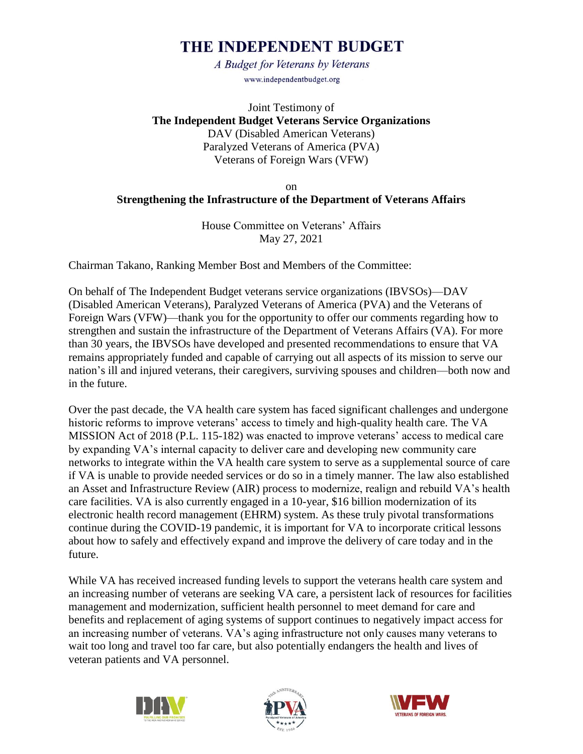# THE INDEPENDENT BUDGET

*A Budget for Veterans by Veterans*

www.independentbudget.org

Joint Testimony of
**The Independent Budget Veterans Service Organizations**
DAV (Disabled American Veterans)
Paralyzed Veterans of America (PVA)
Veterans of Foreign Wars (VFW)

on

**Strengthening the Infrastructure of the Department of Veterans Affairs**

House Committee on Veterans' Affairs
May 27, 2021

Chairman Takano, Ranking Member Bost and Members of the Committee:

On behalf of The Independent Budget veterans service organizations (IBVSOs)—DAV (Disabled American Veterans), Paralyzed Veterans of America (PVA) and the Veterans of Foreign Wars (VFW)—thank you for the opportunity to offer our comments regarding how to strengthen and sustain the infrastructure of the Department of Veterans Affairs (VA). For more than 30 years, the IBVSOs have developed and presented recommendations to ensure that VA remains appropriately funded and capable of carrying out all aspects of its mission to serve our nation's ill and injured veterans, their caregivers, surviving spouses and children—both now and in the future.

Over the past decade, the VA health care system has faced significant challenges and undergone historic reforms to improve veterans' access to timely and high-quality health care. The VA MISSION Act of 2018 (P.L. 115-182) was enacted to improve veterans' access to medical care by expanding VA's internal capacity to deliver care and developing new community care networks to integrate within the VA health care system to serve as a supplemental source of care if VA is unable to provide needed services or do so in a timely manner. The law also established an Asset and Infrastructure Review (AIR) process to modernize, realign and rebuild VA's health care facilities. VA is also currently engaged in a 10-year, $16 billion modernization of its electronic health record management (EHRM) system. As these truly pivotal transformations continue during the COVID-19 pandemic, it is important for VA to incorporate critical lessons about how to safely and effectively expand and improve the delivery of care today and in the future.

While VA has received increased funding levels to support the veterans health care system and an increasing number of veterans are seeking VA care, a persistent lack of resources for facilities management and modernization, sufficient health personnel to meet demand for care and benefits and replacement of aging systems of support continues to negatively impact access for an increasing number of veterans. VA's aging infrastructure not only causes many veterans to wait too long and travel too far care, but also potentially endangers the health and lives of veteran patients and VA personnel.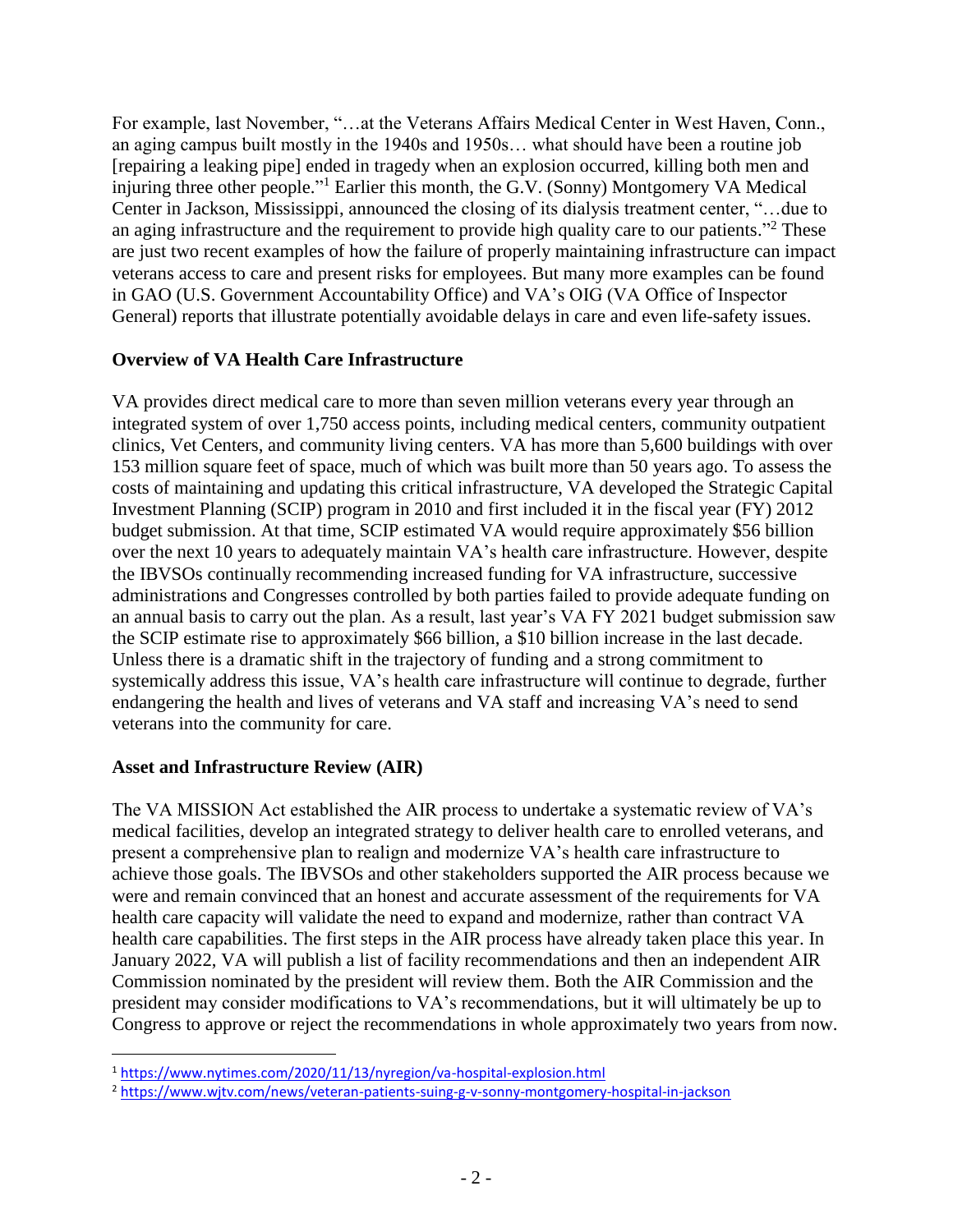For example, last November, "…at the Veterans Affairs Medical Center in West Haven, Conn., an aging campus built mostly in the 1940s and 1950s… what should have been a routine job [repairing a leaking pipe] ended in tragedy when an explosion occurred, killing both men and injuring three other people."[1] Earlier this month, the G.V. (Sonny) Montgomery VA Medical Center in Jackson, Mississippi, announced the closing of its dialysis treatment center, "…due to an aging infrastructure and the requirement to provide high quality care to our patients."[2] These are just two recent examples of how the failure of properly maintaining infrastructure can impact veterans access to care and present risks for employees. But many more examples can be found in GAO (U.S. Government Accountability Office) and VA's OIG (VA Office of Inspector General) reports that illustrate potentially avoidable delays in care and even life-safety issues.

**Overview of VA Health Care Infrastructure**

VA provides direct medical care to more than seven million veterans every year through an integrated system of over 1,750 access points, including medical centers, community outpatient clinics, Vet Centers, and community living centers. VA has more than 5,600 buildings with over 153 million square feet of space, much of which was built more than 50 years ago. To assess the costs of maintaining and updating this critical infrastructure, VA developed the Strategic Capital Investment Planning (SCIP) program in 2010 and first included it in the fiscal year (FY) 2012 budget submission. At that time, SCIP estimated VA would require approximately $56 billion over the next 10 years to adequately maintain VA's health care infrastructure. However, despite the IBVSOs continually recommending increased funding for VA infrastructure, successive administrations and Congresses controlled by both parties failed to provide adequate funding on an annual basis to carry out the plan. As a result, last year's VA FY 2021 budget submission saw the SCIP estimate rise to approximately $66 billion, a $10 billion increase in the last decade. Unless there is a dramatic shift in the trajectory of funding and a strong commitment to systemically address this issue, VA's health care infrastructure will continue to degrade, further endangering the health and lives of veterans and VA staff and increasing VA's need to send veterans into the community for care.

**Asset and Infrastructure Review (AIR)**

The VA MISSION Act established the AIR process to undertake a systematic review of VA's medical facilities, develop an integrated strategy to deliver health care to enrolled veterans, and present a comprehensive plan to realign and modernize VA's health care infrastructure to achieve those goals. The IBVSOs and other stakeholders supported the AIR process because we were and remain convinced that an honest and accurate assessment of the requirements for VA health care capacity will validate the need to expand and modernize, rather than contract VA health care capabilities. The first steps in the AIR process have already taken place this year. In January 2022, VA will publish a list of facility recommendations and then an independent AIR Commission nominated by the president will review them. Both the AIR Commission and the president may consider modifications to VA's recommendations, but it will ultimately be up to Congress to approve or reject the recommendations in whole approximately two years from now.

---

[1] https://www.nytimes.com/2020/11/13/nyregion/va-hospital-explosion.html

[2] https://www.wjtv.com/news/veteran-patients-suing-g-v-sonny-montgomery-hospital-in-jackson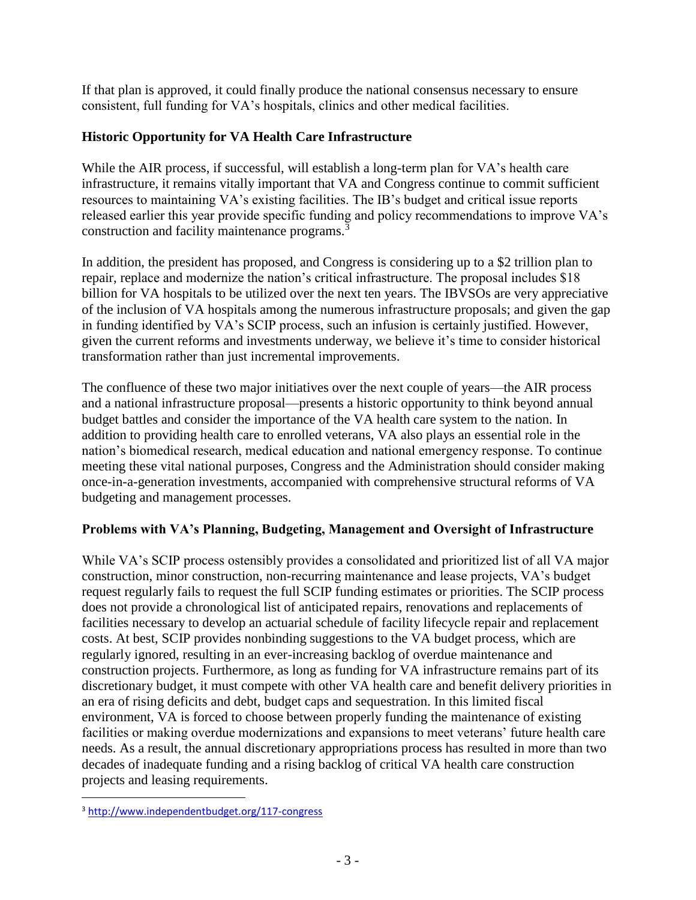If that plan is approved, it could finally produce the national consensus necessary to ensure consistent, full funding for VA's hospitals, clinics and other medical facilities.

**Historic Opportunity for VA Health Care Infrastructure**

While the AIR process, if successful, will establish a long-term plan for VA's health care infrastructure, it remains vitally important that VA and Congress continue to commit sufficient resources to maintaining VA's existing facilities. The IB's budget and critical issue reports released earlier this year provide specific funding and policy recommendations to improve VA's construction and facility maintenance programs.[3]

In addition, the president has proposed, and Congress is considering up to a $2 trillion plan to repair, replace and modernize the nation's critical infrastructure. The proposal includes $18 billion for VA hospitals to be utilized over the next ten years. The IBVSOs are very appreciative of the inclusion of VA hospitals among the numerous infrastructure proposals; and given the gap in funding identified by VA's SCIP process, such an infusion is certainly justified. However, given the current reforms and investments underway, we believe it's time to consider historical transformation rather than just incremental improvements.

The confluence of these two major initiatives over the next couple of years—the AIR process and a national infrastructure proposal—presents a historic opportunity to think beyond annual budget battles and consider the importance of the VA health care system to the nation. In addition to providing health care to enrolled veterans, VA also plays an essential role in the nation's biomedical research, medical education and national emergency response. To continue meeting these vital national purposes, Congress and the Administration should consider making once-in-a-generation investments, accompanied with comprehensive structural reforms of VA budgeting and management processes.

**Problems with VA's Planning, Budgeting, Management and Oversight of Infrastructure**

While VA's SCIP process ostensibly provides a consolidated and prioritized list of all VA major construction, minor construction, non-recurring maintenance and lease projects, VA's budget request regularly fails to request the full SCIP funding estimates or priorities. The SCIP process does not provide a chronological list of anticipated repairs, renovations and replacements of facilities necessary to develop an actuarial schedule of facility lifecycle repair and replacement costs. At best, SCIP provides nonbinding suggestions to the VA budget process, which are regularly ignored, resulting in an ever-increasing backlog of overdue maintenance and construction projects. Furthermore, as long as funding for VA infrastructure remains part of its discretionary budget, it must compete with other VA health care and benefit delivery priorities in an era of rising deficits and debt, budget caps and sequestration. In this limited fiscal environment, VA is forced to choose between properly funding the maintenance of existing facilities or making overdue modernizations and expansions to meet veterans' future health care needs. As a result, the annual discretionary appropriations process has resulted in more than two decades of inadequate funding and a rising backlog of critical VA health care construction projects and leasing requirements.

[3] http://www.independentbudget.org/117-congress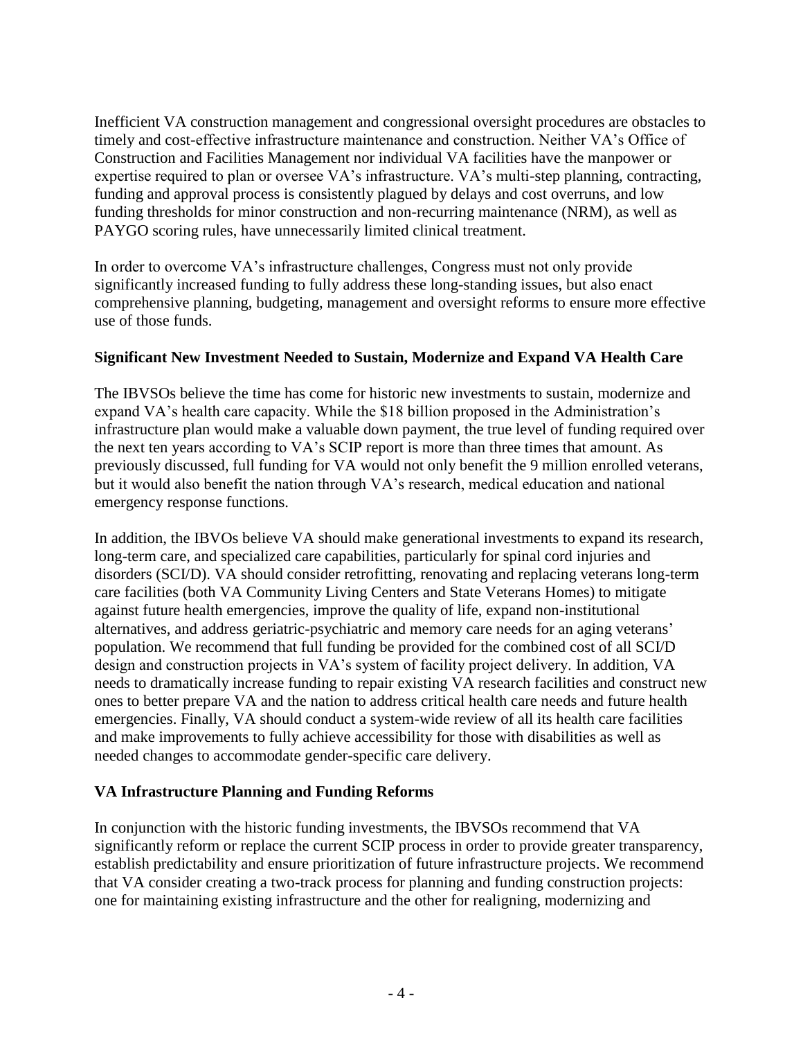Inefficient VA construction management and congressional oversight procedures are obstacles to timely and cost-effective infrastructure maintenance and construction. Neither VA's Office of Construction and Facilities Management nor individual VA facilities have the manpower or expertise required to plan or oversee VA's infrastructure. VA's multi-step planning, contracting, funding and approval process is consistently plagued by delays and cost overruns, and low funding thresholds for minor construction and non-recurring maintenance (NRM), as well as PAYGO scoring rules, have unnecessarily limited clinical treatment.

In order to overcome VA's infrastructure challenges, Congress must not only provide significantly increased funding to fully address these long-standing issues, but also enact comprehensive planning, budgeting, management and oversight reforms to ensure more effective use of those funds.

**Significant New Investment Needed to Sustain, Modernize and Expand VA Health Care**

The IBVSOs believe the time has come for historic new investments to sustain, modernize and expand VA's health care capacity. While the $18 billion proposed in the Administration's infrastructure plan would make a valuable down payment, the true level of funding required over the next ten years according to VA's SCIP report is more than three times that amount. As previously discussed, full funding for VA would not only benefit the 9 million enrolled veterans, but it would also benefit the nation through VA's research, medical education and national emergency response functions.

In addition, the IBVOs believe VA should make generational investments to expand its research, long-term care, and specialized care capabilities, particularly for spinal cord injuries and disorders (SCI/D). VA should consider retrofitting, renovating and replacing veterans long-term care facilities (both VA Community Living Centers and State Veterans Homes) to mitigate against future health emergencies, improve the quality of life, expand non-institutional alternatives, and address geriatric-psychiatric and memory care needs for an aging veterans' population. We recommend that full funding be provided for the combined cost of all SCI/D design and construction projects in VA's system of facility project delivery. In addition, VA needs to dramatically increase funding to repair existing VA research facilities and construct new ones to better prepare VA and the nation to address critical health care needs and future health emergencies. Finally, VA should conduct a system-wide review of all its health care facilities and make improvements to fully achieve accessibility for those with disabilities as well as needed changes to accommodate gender-specific care delivery.

**VA Infrastructure Planning and Funding Reforms**

In conjunction with the historic funding investments, the IBVSOs recommend that VA significantly reform or replace the current SCIP process in order to provide greater transparency, establish predictability and ensure prioritization of future infrastructure projects. We recommend that VA consider creating a two-track process for planning and funding construction projects: one for maintaining existing infrastructure and the other for realigning, modernizing and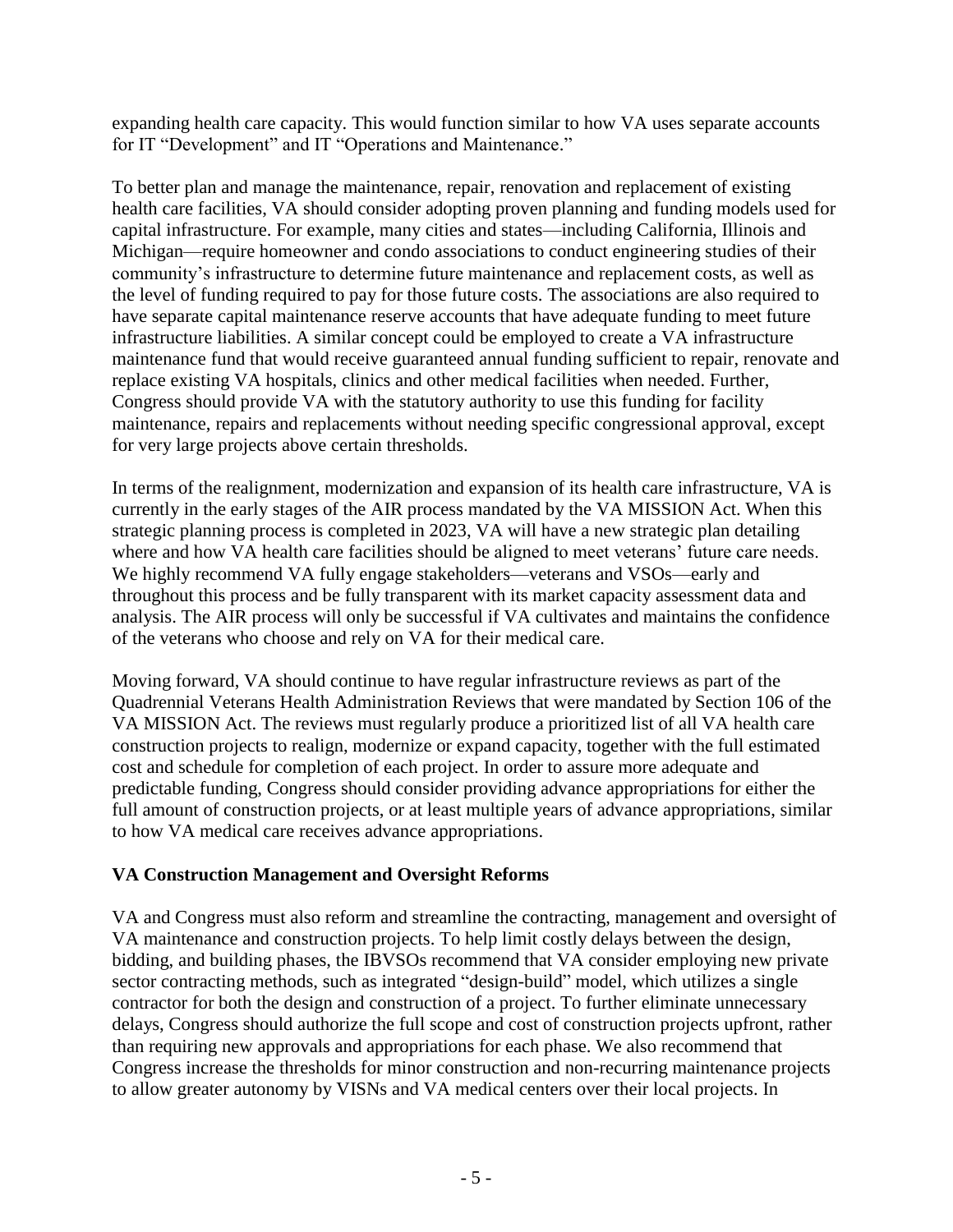expanding health care capacity. This would function similar to how VA uses separate accounts for IT "Development" and IT "Operations and Maintenance."

To better plan and manage the maintenance, repair, renovation and replacement of existing health care facilities, VA should consider adopting proven planning and funding models used for capital infrastructure. For example, many cities and states—including California, Illinois and Michigan—require homeowner and condo associations to conduct engineering studies of their community's infrastructure to determine future maintenance and replacement costs, as well as the level of funding required to pay for those future costs. The associations are also required to have separate capital maintenance reserve accounts that have adequate funding to meet future infrastructure liabilities. A similar concept could be employed to create a VA infrastructure maintenance fund that would receive guaranteed annual funding sufficient to repair, renovate and replace existing VA hospitals, clinics and other medical facilities when needed. Further, Congress should provide VA with the statutory authority to use this funding for facility maintenance, repairs and replacements without needing specific congressional approval, except for very large projects above certain thresholds.

In terms of the realignment, modernization and expansion of its health care infrastructure, VA is currently in the early stages of the AIR process mandated by the VA MISSION Act. When this strategic planning process is completed in 2023, VA will have a new strategic plan detailing where and how VA health care facilities should be aligned to meet veterans' future care needs. We highly recommend VA fully engage stakeholders—veterans and VSOs—early and throughout this process and be fully transparent with its market capacity assessment data and analysis. The AIR process will only be successful if VA cultivates and maintains the confidence of the veterans who choose and rely on VA for their medical care.

Moving forward, VA should continue to have regular infrastructure reviews as part of the Quadrennial Veterans Health Administration Reviews that were mandated by Section 106 of the VA MISSION Act. The reviews must regularly produce a prioritized list of all VA health care construction projects to realign, modernize or expand capacity, together with the full estimated cost and schedule for completion of each project. In order to assure more adequate and predictable funding, Congress should consider providing advance appropriations for either the full amount of construction projects, or at least multiple years of advance appropriations, similar to how VA medical care receives advance appropriations.

## VA Construction Management and Oversight Reforms

VA and Congress must also reform and streamline the contracting, management and oversight of VA maintenance and construction projects. To help limit costly delays between the design, bidding, and building phases, the IBVSOs recommend that VA consider employing new private sector contracting methods, such as integrated "design-build" model, which utilizes a single contractor for both the design and construction of a project. To further eliminate unnecessary delays, Congress should authorize the full scope and cost of construction projects upfront, rather than requiring new approvals and appropriations for each phase. We also recommend that Congress increase the thresholds for minor construction and non-recurring maintenance projects to allow greater autonomy by VISNs and VA medical centers over their local projects. In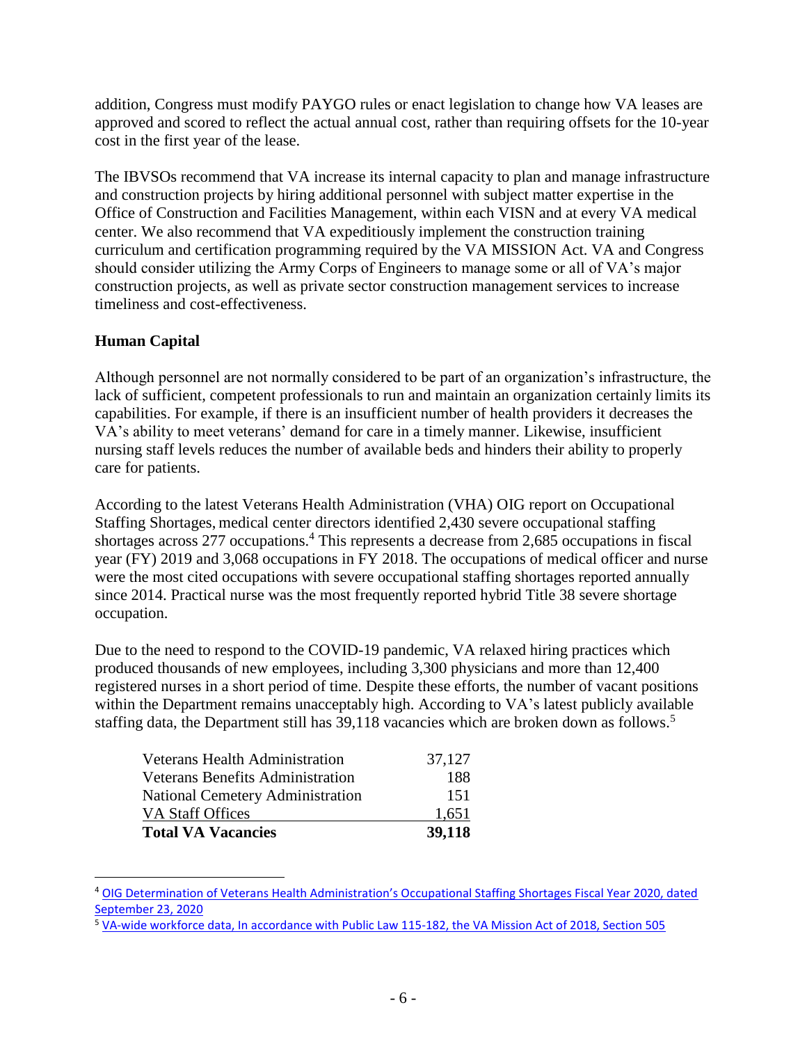addition, Congress must modify PAYGO rules or enact legislation to change how VA leases are approved and scored to reflect the actual annual cost, rather than requiring offsets for the 10-year cost in the first year of the lease.

The IBVSOs recommend that VA increase its internal capacity to plan and manage infrastructure and construction projects by hiring additional personnel with subject matter expertise in the Office of Construction and Facilities Management, within each VISN and at every VA medical center. We also recommend that VA expeditiously implement the construction training curriculum and certification programming required by the VA MISSION Act. VA and Congress should consider utilizing the Army Corps of Engineers to manage some or all of VA's major construction projects, as well as private sector construction management services to increase timeliness and cost-effectiveness.

## Human Capital

Although personnel are not normally considered to be part of an organization's infrastructure, the lack of sufficient, competent professionals to run and maintain an organization certainly limits its capabilities. For example, if there is an insufficient number of health providers it decreases the VA's ability to meet veterans' demand for care in a timely manner. Likewise, insufficient nursing staff levels reduces the number of available beds and hinders their ability to properly care for patients.

According to the latest Veterans Health Administration (VHA) OIG report on Occupational Staffing Shortages, medical center directors identified 2,430 severe occupational staffing shortages across 277 occupations.[4] This represents a decrease from 2,685 occupations in fiscal year (FY) 2019 and 3,068 occupations in FY 2018. The occupations of medical officer and nurse were the most cited occupations with severe occupational staffing shortages reported annually since 2014. Practical nurse was the most frequently reported hybrid Title 38 severe shortage occupation.

Due to the need to respond to the COVID-19 pandemic, VA relaxed hiring practices which produced thousands of new employees, including 3,300 physicians and more than 12,400 registered nurses in a short period of time. Despite these efforts, the number of vacant positions within the Department remains unacceptably high. According to VA's latest publicly available staffing data, the Department still has 39,118 vacancies which are broken down as follows.[5]

| | |
|---|---:|
| Veterans Health Administration | 37,127 |
| Veterans Benefits Administration | 188 |
| National Cemetery Administration | 151 |
| VA Staff Offices | 1,651 |
| **Total VA Vacancies** | **39,118** |

[4] OIG Determination of Veterans Health Administration's Occupational Staffing Shortages Fiscal Year 2020, dated September 23, 2020

[5] VA-wide workforce data, In accordance with Public Law 115-182, the VA Mission Act of 2018, Section 505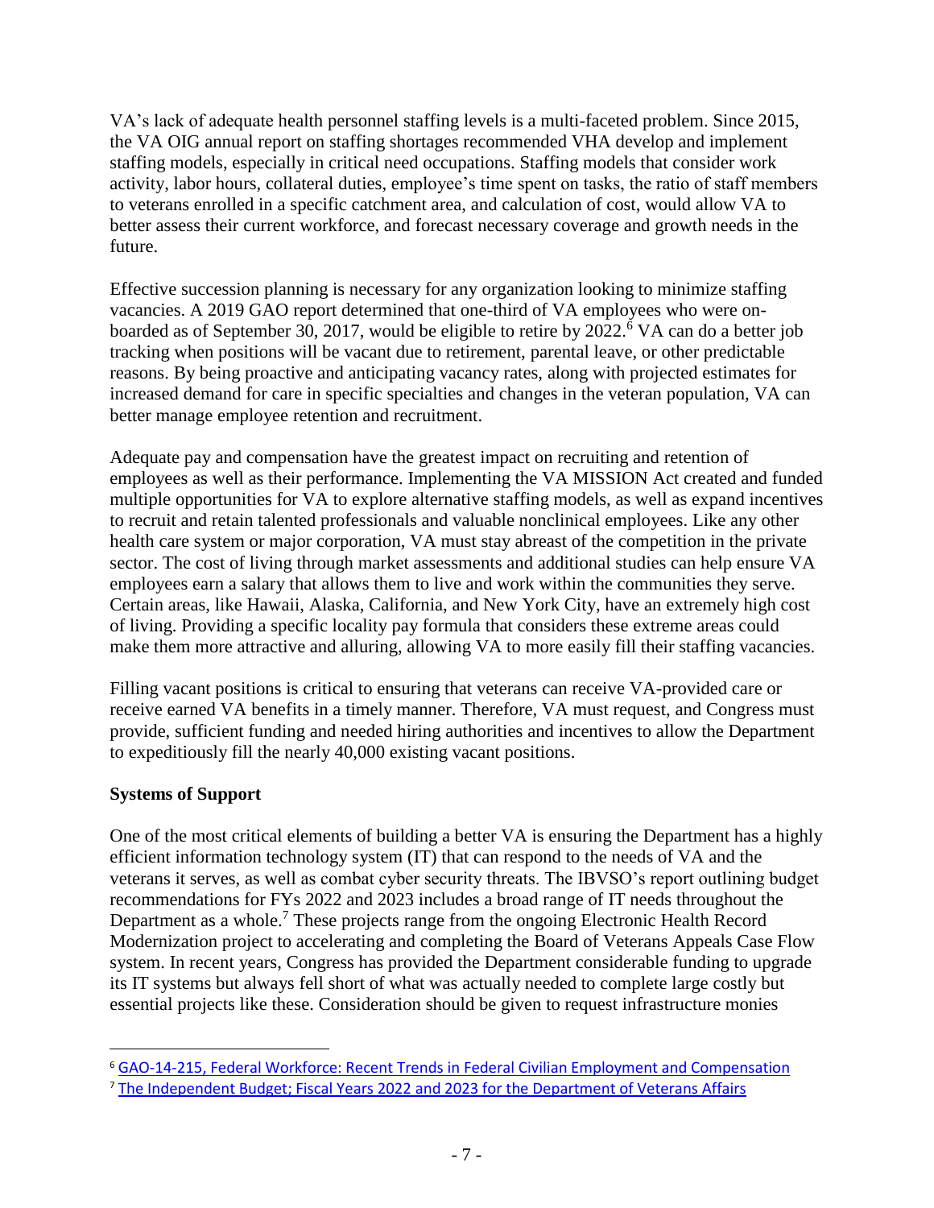VA's lack of adequate health personnel staffing levels is a multi-faceted problem. Since 2015, the VA OIG annual report on staffing shortages recommended VHA develop and implement staffing models, especially in critical need occupations. Staffing models that consider work activity, labor hours, collateral duties, employee's time spent on tasks, the ratio of staff members to veterans enrolled in a specific catchment area, and calculation of cost, would allow VA to better assess their current workforce, and forecast necessary coverage and growth needs in the future.

Effective succession planning is necessary for any organization looking to minimize staffing vacancies. A 2019 GAO report determined that one-third of VA employees who were on-boarded as of September 30, 2017, would be eligible to retire by 2022.[6] VA can do a better job tracking when positions will be vacant due to retirement, parental leave, or other predictable reasons. By being proactive and anticipating vacancy rates, along with projected estimates for increased demand for care in specific specialties and changes in the veteran population, VA can better manage employee retention and recruitment.

Adequate pay and compensation have the greatest impact on recruiting and retention of employees as well as their performance. Implementing the VA MISSION Act created and funded multiple opportunities for VA to explore alternative staffing models, as well as expand incentives to recruit and retain talented professionals and valuable nonclinical employees. Like any other health care system or major corporation, VA must stay abreast of the competition in the private sector. The cost of living through market assessments and additional studies can help ensure VA employees earn a salary that allows them to live and work within the communities they serve. Certain areas, like Hawaii, Alaska, California, and New York City, have an extremely high cost of living. Providing a specific locality pay formula that considers these extreme areas could make them more attractive and alluring, allowing VA to more easily fill their staffing vacancies.

Filling vacant positions is critical to ensuring that veterans can receive VA-provided care or receive earned VA benefits in a timely manner. Therefore, VA must request, and Congress must provide, sufficient funding and needed hiring authorities and incentives to allow the Department to expeditiously fill the nearly 40,000 existing vacant positions.

**Systems of Support**

One of the most critical elements of building a better VA is ensuring the Department has a highly efficient information technology system (IT) that can respond to the needs of VA and the veterans it serves, as well as combat cyber security threats. The IBVSO's report outlining budget recommendations for FYs 2022 and 2023 includes a broad range of IT needs throughout the Department as a whole.[7] These projects range from the ongoing Electronic Health Record Modernization project to accelerating and completing the Board of Veterans Appeals Case Flow system. In recent years, Congress has provided the Department considerable funding to upgrade its IT systems but always fell short of what was actually needed to complete large costly but essential projects like these. Consideration should be given to request infrastructure monies

---

[6] GAO-14-215, Federal Workforce: Recent Trends in Federal Civilian Employment and Compensation

[7] The Independent Budget; Fiscal Years 2022 and 2023 for the Department of Veterans Affairs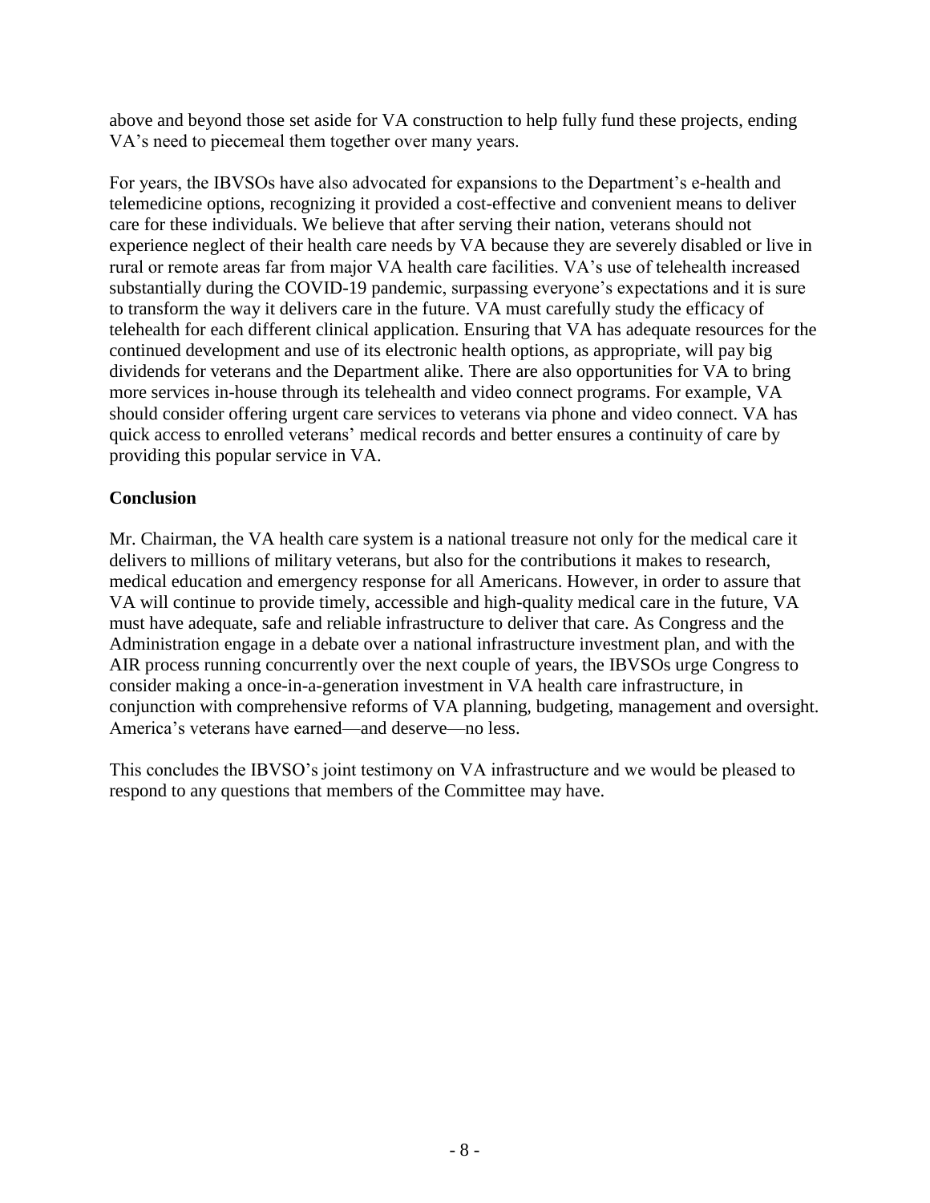above and beyond those set aside for VA construction to help fully fund these projects, ending VA's need to piecemeal them together over many years.

For years, the IBVSOs have also advocated for expansions to the Department's e-health and telemedicine options, recognizing it provided a cost-effective and convenient means to deliver care for these individuals. We believe that after serving their nation, veterans should not experience neglect of their health care needs by VA because they are severely disabled or live in rural or remote areas far from major VA health care facilities. VA's use of telehealth increased substantially during the COVID-19 pandemic, surpassing everyone's expectations and it is sure to transform the way it delivers care in the future. VA must carefully study the efficacy of telehealth for each different clinical application. Ensuring that VA has adequate resources for the continued development and use of its electronic health options, as appropriate, will pay big dividends for veterans and the Department alike. There are also opportunities for VA to bring more services in-house through its telehealth and video connect programs. For example, VA should consider offering urgent care services to veterans via phone and video connect. VA has quick access to enrolled veterans' medical records and better ensures a continuity of care by providing this popular service in VA.

## Conclusion

Mr. Chairman, the VA health care system is a national treasure not only for the medical care it delivers to millions of military veterans, but also for the contributions it makes to research, medical education and emergency response for all Americans. However, in order to assure that VA will continue to provide timely, accessible and high-quality medical care in the future, VA must have adequate, safe and reliable infrastructure to deliver that care. As Congress and the Administration engage in a debate over a national infrastructure investment plan, and with the AIR process running concurrently over the next couple of years, the IBVSOs urge Congress to consider making a once-in-a-generation investment in VA health care infrastructure, in conjunction with comprehensive reforms of VA planning, budgeting, management and oversight. America's veterans have earned—and deserve—no less.

This concludes the IBVSO's joint testimony on VA infrastructure and we would be pleased to respond to any questions that members of the Committee may have.